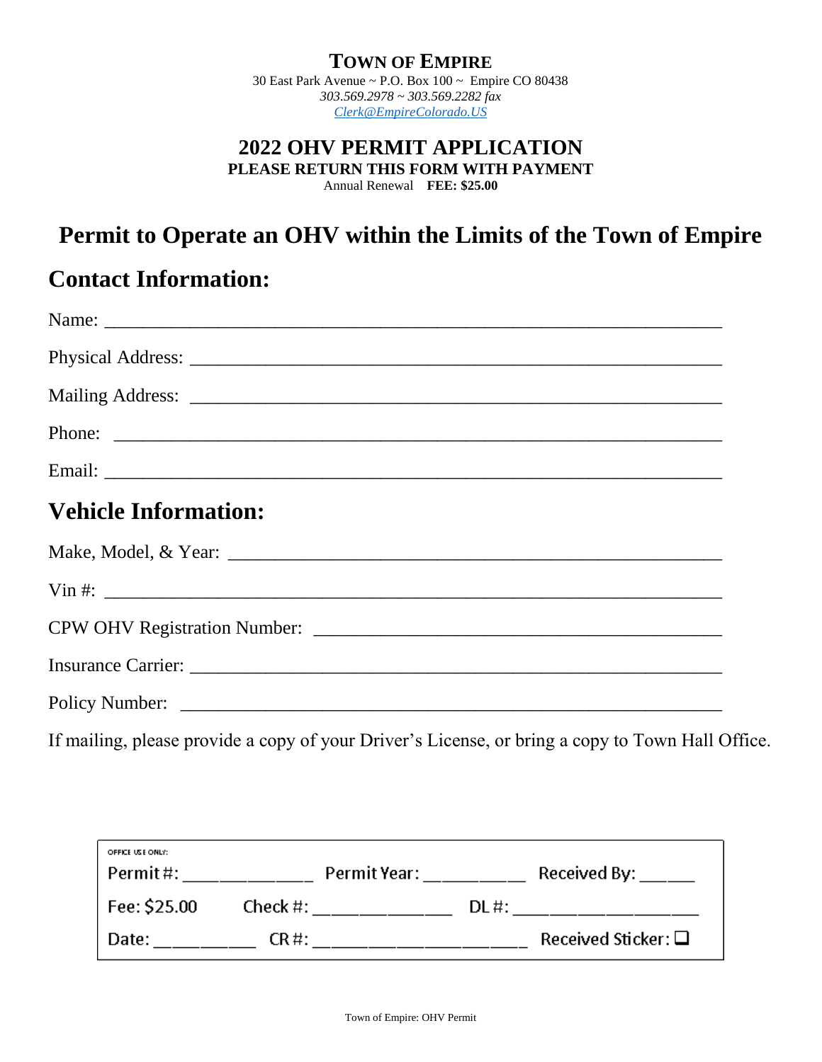**TOWN OF EMPIRE**
30 East Park Avenue ~ P.O. Box 100 ~ Empire CO 80438
*303.569.2978 ~ 303.569.2282 fax*
*Clerk@EmpireColorado.US*

# 2022 OHV PERMIT APPLICATION

**PLEASE RETURN THIS FORM WITH PAYMENT**
Annual Renewal **FEE: $25.00**

# Permit to Operate an OHV within the Limits of the Town of Empire

## Contact Information:

Name: ____________________________________________________________

Physical Address: _____________________________________________________

Mailing Address: ______________________________________________________

Phone: ___________________________________________________________

Email: ____________________________________________________________

## Vehicle Information:

Make, Model, & Year: __________________________________________________

Vin #: ____________________________________________________________

CPW OHV Registration Number: ___________________________________________

Insurance Carrier: _____________________________________________________

Policy Number: _______________________________________________________

If mailing, please provide a copy of your Driver's License, or bring a copy to Town Hall Office.

OFFICE USE ONLY:

Permit #: ____________ Permit Year: __________ Received By: ______

Fee: $25.00 Check #: ____________ DL #: ________________

Date: __________ CR #: __________________ Received Sticker: ☐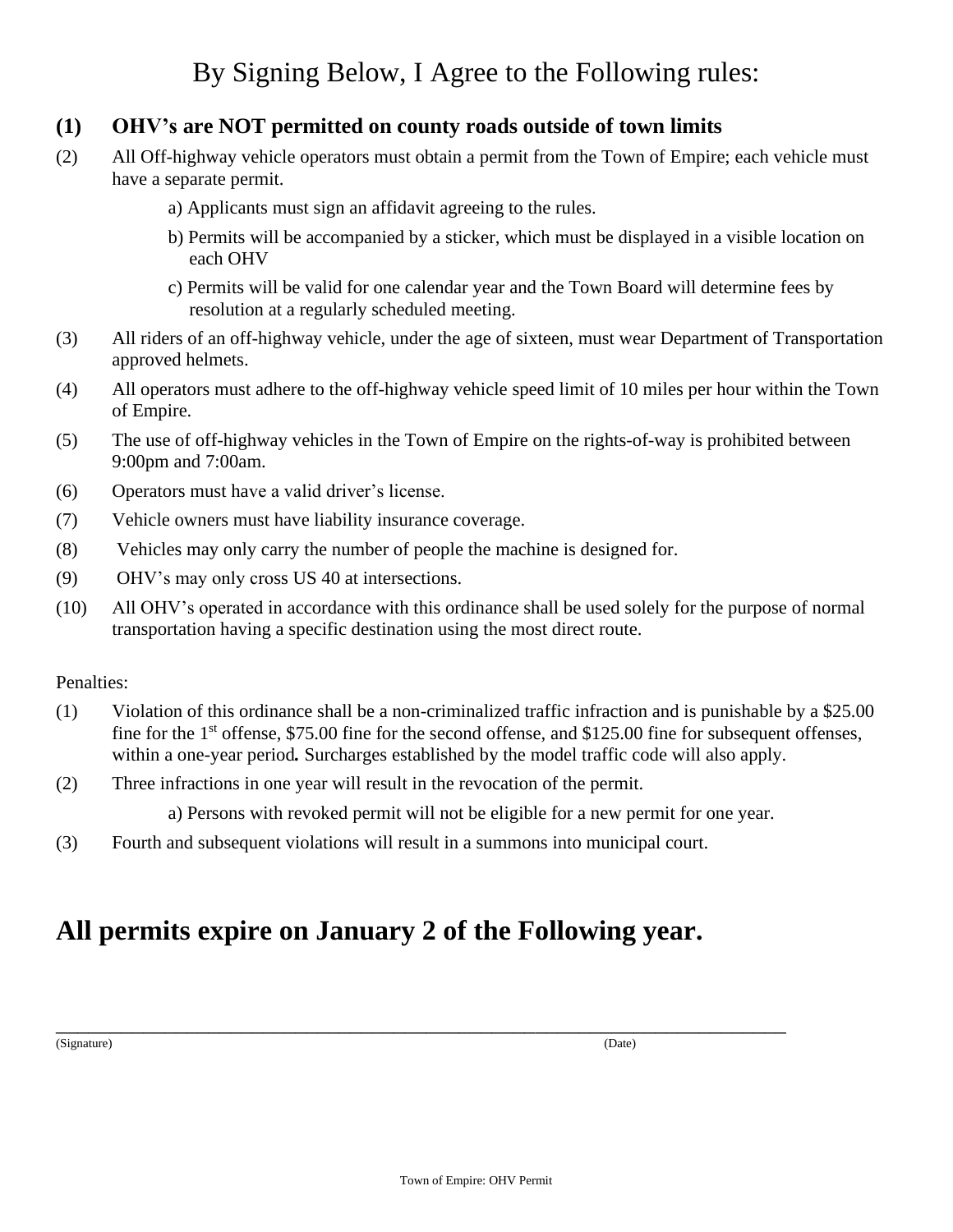# By Signing Below, I Agree to the Following rules:

**(1) OHV's are NOT permitted on county roads outside of town limits**

(2) All Off-highway vehicle operators must obtain a permit from the Town of Empire; each vehicle must have a separate permit.

a) Applicants must sign an affidavit agreeing to the rules.

b) Permits will be accompanied by a sticker, which must be displayed in a visible location on each OHV

c) Permits will be valid for one calendar year and the Town Board will determine fees by resolution at a regularly scheduled meeting.

(3) All riders of an off-highway vehicle, under the age of sixteen, must wear Department of Transportation approved helmets.

(4) All operators must adhere to the off-highway vehicle speed limit of 10 miles per hour within the Town of Empire.

(5) The use of off-highway vehicles in the Town of Empire on the rights-of-way is prohibited between 9:00pm and 7:00am.

(6) Operators must have a valid driver's license.

(7) Vehicle owners must have liability insurance coverage.

(8) Vehicles may only carry the number of people the machine is designed for.

(9) OHV's may only cross US 40 at intersections.

(10) All OHV's operated in accordance with this ordinance shall be used solely for the purpose of normal transportation having a specific destination using the most direct route.

Penalties:

(1) Violation of this ordinance shall be a non-criminalized traffic infraction and is punishable by a $25.00 fine for the 1st offense, $75.00 fine for the second offense, and $125.00 fine for subsequent offenses, within a one-year period. Surcharges established by the model traffic code will also apply.

(2) Three infractions in one year will result in the revocation of the permit.

a) Persons with revoked permit will not be eligible for a new permit for one year.

(3) Fourth and subsequent violations will result in a summons into municipal court.

## All permits expire on January 2 of the Following year.

______________________________________________________________________

(Signature) (Date)